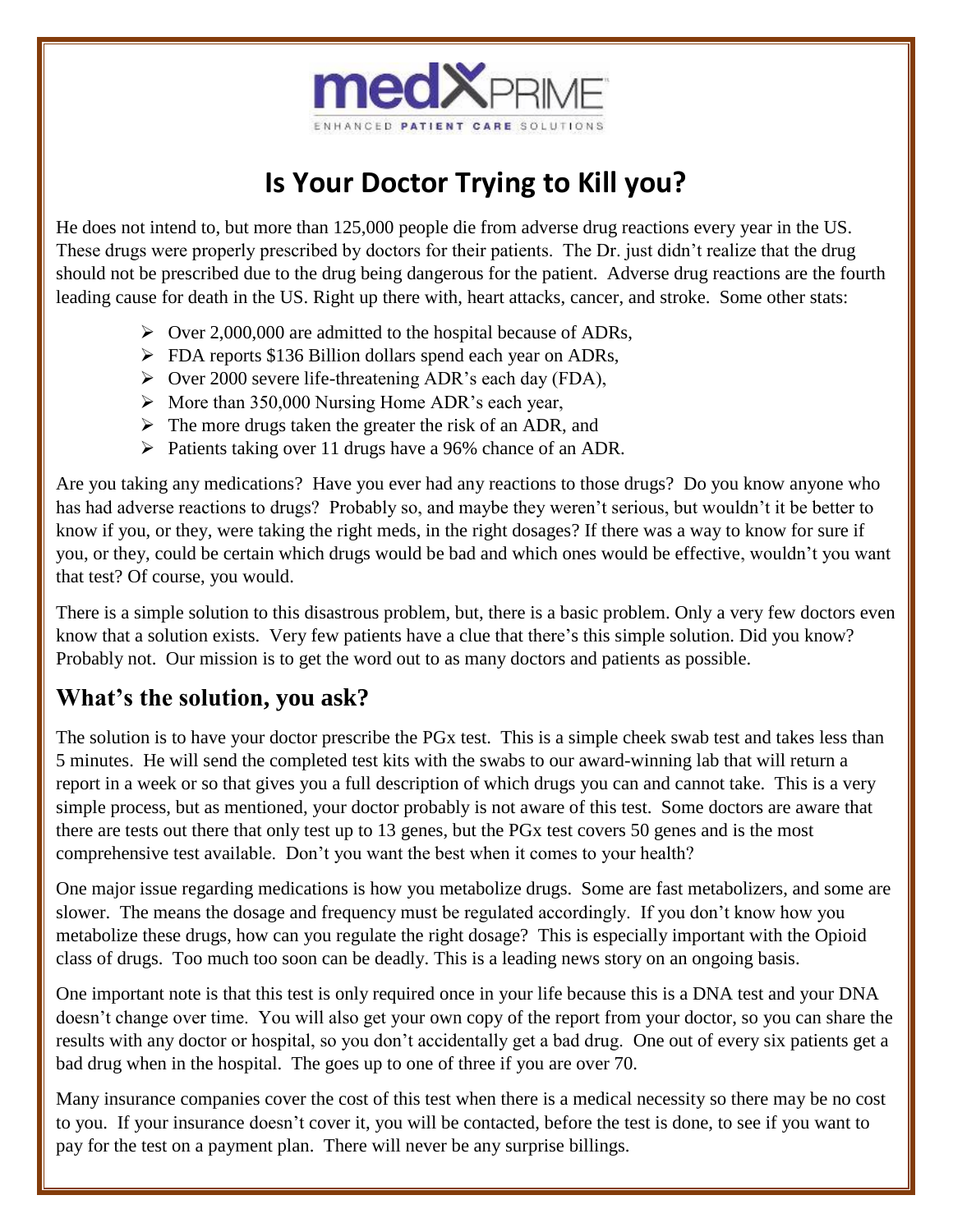medXPRIME

ENHANCED PATIENT CARE SOLUTIONS

# Is Your Doctor Trying to Kill you?

He does not intend to, but more than 125,000 people die from adverse drug reactions every year in the US. These drugs were properly prescribed by doctors for their patients. The Dr. just didn't realize that the drug should not be prescribed due to the drug being dangerous for the patient. Adverse drug reactions are the fourth leading cause for death in the US. Right up there with, heart attacks, cancer, and stroke. Some other stats:

- Over 2,000,000 are admitted to the hospital because of ADRs,
- FDA reports $136 Billion dollars spend each year on ADRs,
- Over 2000 severe life-threatening ADR's each day (FDA),
- More than 350,000 Nursing Home ADR's each year,
- The more drugs taken the greater the risk of an ADR, and
- Patients taking over 11 drugs have a 96% chance of an ADR.

Are you taking any medications? Have you ever had any reactions to those drugs? Do you know anyone who has had adverse reactions to drugs? Probably so, and maybe they weren't serious, but wouldn't it be better to know if you, or they, were taking the right meds, in the right dosages? If there was a way to know for sure if you, or they, could be certain which drugs would be bad and which ones would be effective, wouldn't you want that test? Of course, you would.

There is a simple solution to this disastrous problem, but, there is a basic problem. Only a very few doctors even know that a solution exists. Very few patients have a clue that there's this simple solution. Did you know? Probably not. Our mission is to get the word out to as many doctors and patients as possible.

## What's the solution, you ask?

The solution is to have your doctor prescribe the PGx test. This is a simple cheek swab test and takes less than 5 minutes. He will send the completed test kits with the swabs to our award-winning lab that will return a report in a week or so that gives you a full description of which drugs you can and cannot take. This is a very simple process, but as mentioned, your doctor probably is not aware of this test. Some doctors are aware that there are tests out there that only test up to 13 genes, but the PGx test covers 50 genes and is the most comprehensive test available. Don't you want the best when it comes to your health?

One major issue regarding medications is how you metabolize drugs. Some are fast metabolizers, and some are slower. The means the dosage and frequency must be regulated accordingly. If you don't know how you metabolize these drugs, how can you regulate the right dosage? This is especially important with the Opioid class of drugs. Too much too soon can be deadly. This is a leading news story on an ongoing basis.

One important note is that this test is only required once in your life because this is a DNA test and your DNA doesn't change over time. You will also get your own copy of the report from your doctor, so you can share the results with any doctor or hospital, so you don't accidentally get a bad drug. One out of every six patients get a bad drug when in the hospital. The goes up to one of three if you are over 70.

Many insurance companies cover the cost of this test when there is a medical necessity so there may be no cost to you. If your insurance doesn't cover it, you will be contacted, before the test is done, to see if you want to pay for the test on a payment plan. There will never be any surprise billings.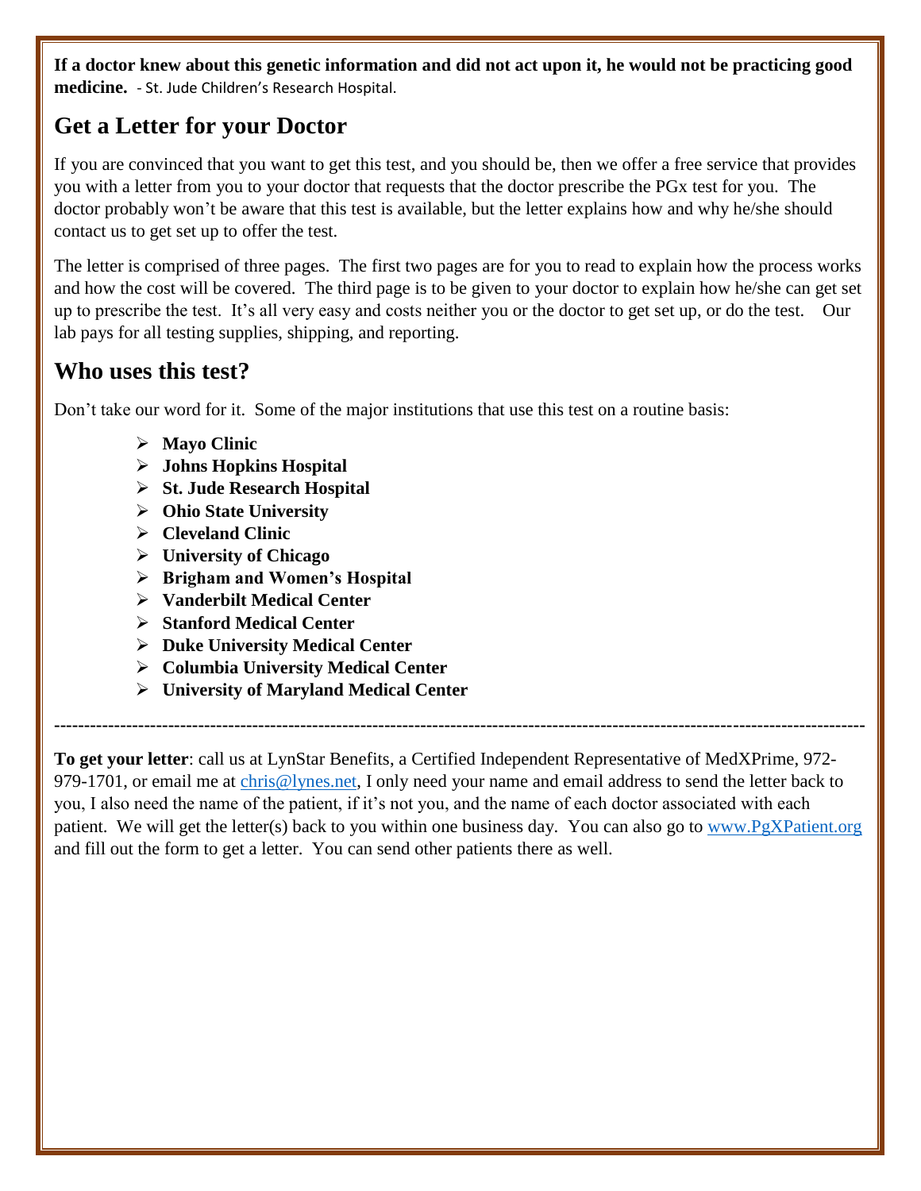**If a doctor knew about this genetic information and did not act upon it, he would not be practicing good medicine.** - St. Jude Children's Research Hospital.

## Get a Letter for your Doctor

If you are convinced that you want to get this test, and you should be, then we offer a free service that provides you with a letter from you to your doctor that requests that the doctor prescribe the PGx test for you. The doctor probably won't be aware that this test is available, but the letter explains how and why he/she should contact us to get set up to offer the test.

The letter is comprised of three pages. The first two pages are for you to read to explain how the process works and how the cost will be covered. The third page is to be given to your doctor to explain how he/she can get set up to prescribe the test. It's all very easy and costs neither you or the doctor to get set up, or do the test. Our lab pays for all testing supplies, shipping, and reporting.

## Who uses this test?

Don't take our word for it. Some of the major institutions that use this test on a routine basis:

- **Mayo Clinic**
- **Johns Hopkins Hospital**
- **St. Jude Research Hospital**
- **Ohio State University**
- **Cleveland Clinic**
- **University of Chicago**
- **Brigham and Women's Hospital**
- **Vanderbilt Medical Center**
- **Stanford Medical Center**
- **Duke University Medical Center**
- **Columbia University Medical Center**
- **University of Maryland Medical Center**

---

**To get your letter**: call us at LynStar Benefits, a Certified Independent Representative of MedXPrime, 972-979-1701, or email me at chris@lynes.net, I only need your name and email address to send the letter back to you, I also need the name of the patient, if it's not you, and the name of each doctor associated with each patient. We will get the letter(s) back to you within one business day. You can also go to www.PgXPatient.org and fill out the form to get a letter. You can send other patients there as well.